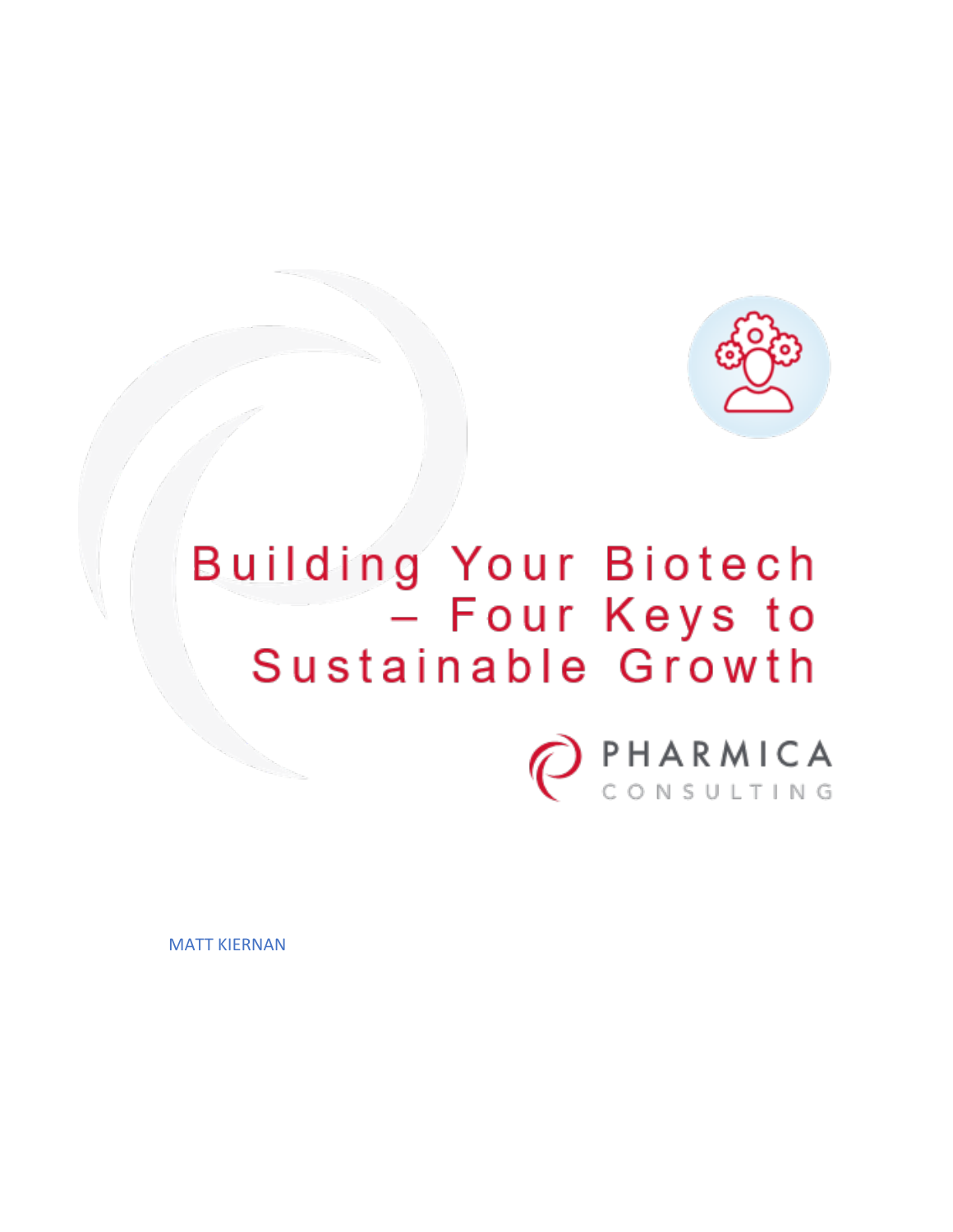# Building Your Biotech – Four Keys to Sustainable Growth

PHARMICA CONSULTING

MATT KIERNAN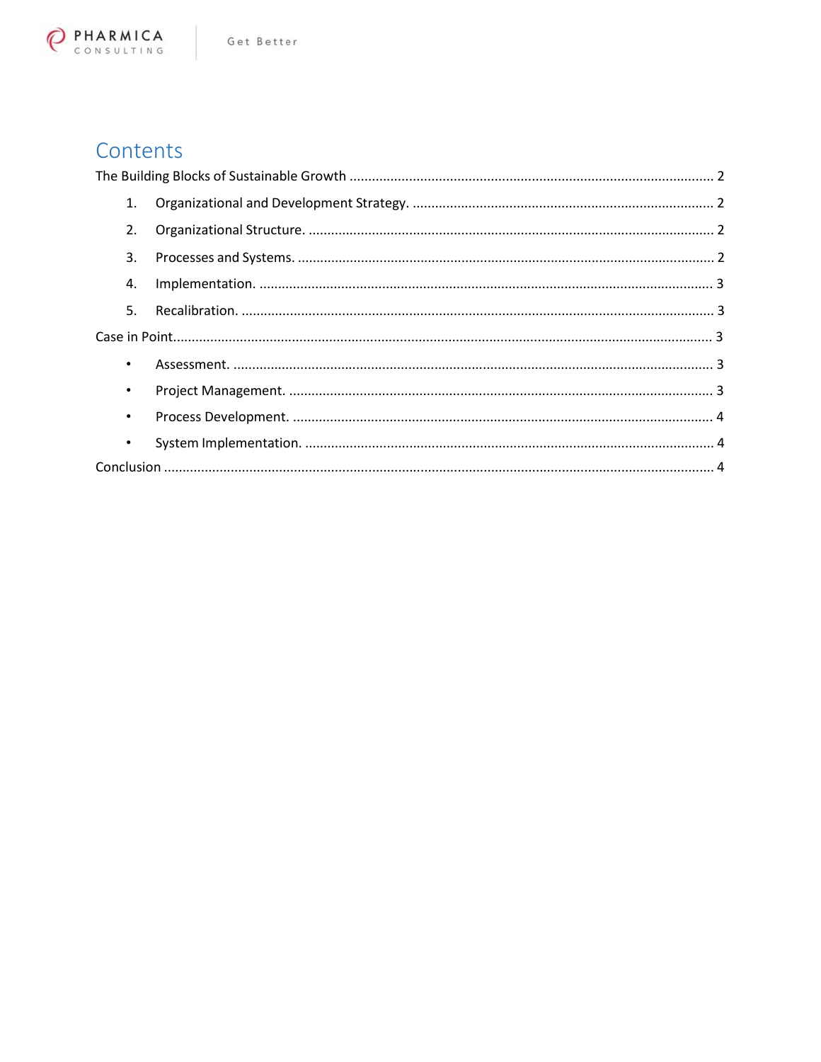# Contents

The Building Blocks of Sustainable Growth ........................................................................................ 2

1. Organizational and Development Strategy. .................................................................................. 2
2. Organizational Structure. .............................................................................................................. 2
3. Processes and Systems. ................................................................................................................ 2
4. Implementation. ........................................................................................................................... 3
5. Recalibration. ............................................................................................................................... 3

Case in Point.......................................................................................................................................... 3

- Assessment. ................................................................................................................................... 3
- Project Management. .................................................................................................................... 3
- Process Development. ................................................................................................................... 4
- System Implementation. ............................................................................................................... 4

Conclusion ............................................................................................................................................. 4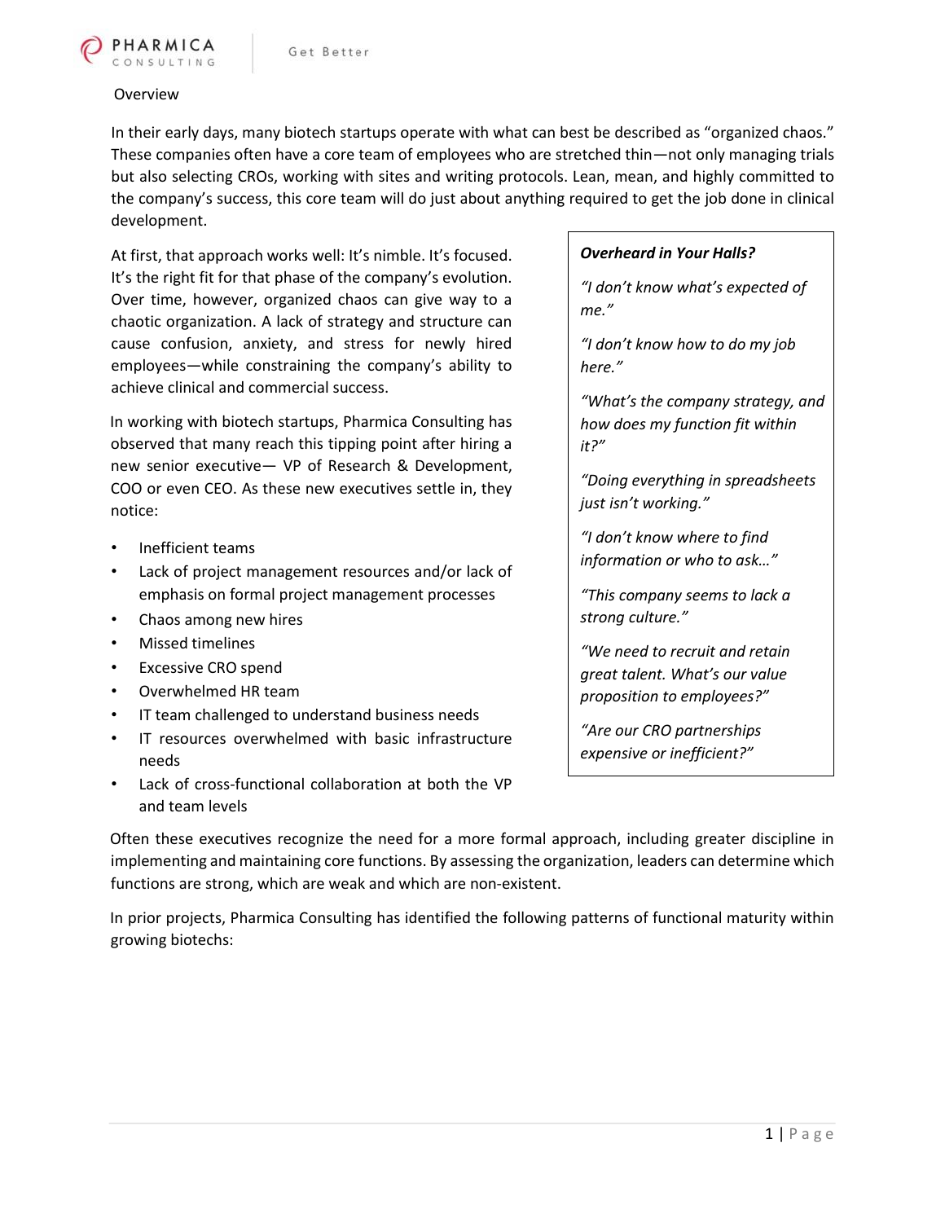## Overview

In their early days, many biotech startups operate with what can best be described as "organized chaos." These companies often have a core team of employees who are stretched thin—not only managing trials but also selecting CROs, working with sites and writing protocols. Lean, mean, and highly committed to the company's success, this core team will do just about anything required to get the job done in clinical development.

At first, that approach works well: It's nimble. It's focused. It's the right fit for that phase of the company's evolution. Over time, however, organized chaos can give way to a chaotic organization. A lack of strategy and structure can cause confusion, anxiety, and stress for newly hired employees—while constraining the company's ability to achieve clinical and commercial success.

In working with biotech startups, Pharmica Consulting has observed that many reach this tipping point after hiring a new senior executive— VP of Research & Development, COO or even CEO. As these new executives settle in, they notice:

- Inefficient teams
- Lack of project management resources and/or lack of emphasis on formal project management processes
- Chaos among new hires
- Missed timelines
- Excessive CRO spend
- Overwhelmed HR team
- IT team challenged to understand business needs
- IT resources overwhelmed with basic infrastructure needs
- Lack of cross-functional collaboration at both the VP and team levels

> ***Overheard in Your Halls?***
>
> *"I don't know what's expected of me."*
>
> *"I don't know how to do my job here."*
>
> *"What's the company strategy, and how does my function fit within it?"*
>
> *"Doing everything in spreadsheets just isn't working."*
>
> *"I don't know where to find information or who to ask…"*
>
> *"This company seems to lack a strong culture."*
>
> *"We need to recruit and retain great talent. What's our value proposition to employees?"*
>
> *"Are our CRO partnerships expensive or inefficient?"*

Often these executives recognize the need for a more formal approach, including greater discipline in implementing and maintaining core functions. By assessing the organization, leaders can determine which functions are strong, which are weak and which are non-existent.

In prior projects, Pharmica Consulting has identified the following patterns of functional maturity within growing biotechs: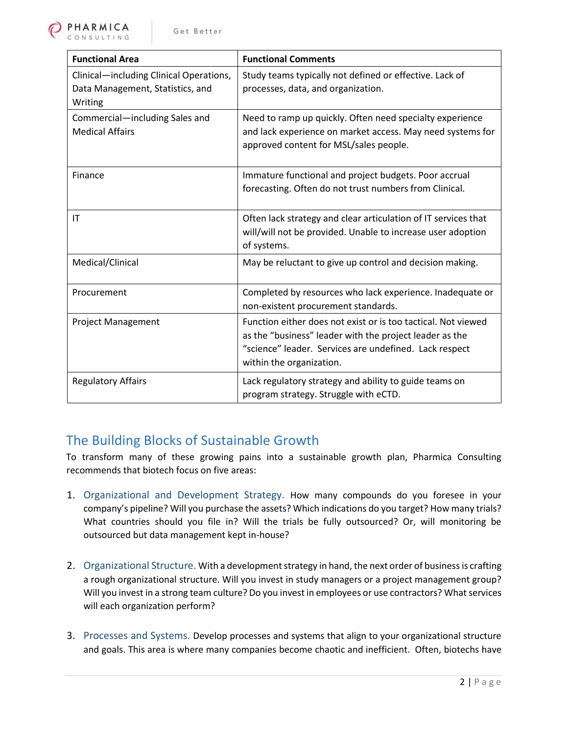| Functional Area | Functional Comments |
|---|---|
| Clinical—including Clinical Operations, Data Management, Statistics, and Writing | Study teams typically not defined or effective. Lack of processes, data, and organization. |
| Commercial—including Sales and Medical Affairs | Need to ramp up quickly. Often need specialty experience and lack experience on market access. May need systems for approved content for MSL/sales people. |
| Finance | Immature functional and project budgets. Poor accrual forecasting. Often do not trust numbers from Clinical. |
| IT | Often lack strategy and clear articulation of IT services that will/will not be provided. Unable to increase user adoption of systems. |
| Medical/Clinical | May be reluctant to give up control and decision making. |
| Procurement | Completed by resources who lack experience. Inadequate or non-existent procurement standards. |
| Project Management | Function either does not exist or is too tactical. Not viewed as the "business" leader with the project leader as the "science" leader. Services are undefined. Lack respect within the organization. |
| Regulatory Affairs | Lack regulatory strategy and ability to guide teams on program strategy. Struggle with eCTD. |

## The Building Blocks of Sustainable Growth

To transform many of these growing pains into a sustainable growth plan, Pharmica Consulting recommends that biotech focus on five areas:

1. Organizational and Development Strategy. How many compounds do you foresee in your company's pipeline? Will you purchase the assets? Which indications do you target? How many trials? What countries should you file in? Will the trials be fully outsourced? Or, will monitoring be outsourced but data management kept in-house?

2. Organizational Structure. With a development strategy in hand, the next order of business is crafting a rough organizational structure. Will you invest in study managers or a project management group? Will you invest in a strong team culture? Do you invest in employees or use contractors? What services will each organization perform?

3. Processes and Systems. Develop processes and systems that align to your organizational structure and goals. This area is where many companies become chaotic and inefficient. Often, biotechs have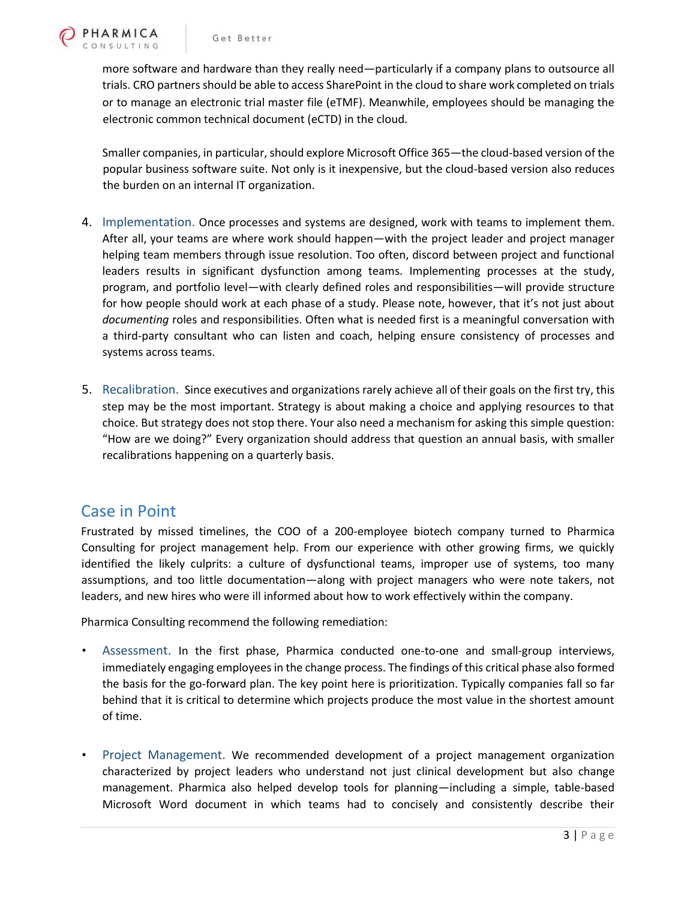more software and hardware than they really need—particularly if a company plans to outsource all trials. CRO partners should be able to access SharePoint in the cloud to share work completed on trials or to manage an electronic trial master file (eTMF). Meanwhile, employees should be managing the electronic common technical document (eCTD) in the cloud.

Smaller companies, in particular, should explore Microsoft Office 365—the cloud-based version of the popular business software suite. Not only is it inexpensive, but the cloud-based version also reduces the burden on an internal IT organization.

4. Implementation. Once processes and systems are designed, work with teams to implement them. After all, your teams are where work should happen—with the project leader and project manager helping team members through issue resolution. Too often, discord between project and functional leaders results in significant dysfunction among teams. Implementing processes at the study, program, and portfolio level—with clearly defined roles and responsibilities—will provide structure for how people should work at each phase of a study. Please note, however, that it's not just about *documenting* roles and responsibilities. Often what is needed first is a meaningful conversation with a third-party consultant who can listen and coach, helping ensure consistency of processes and systems across teams.

5. Recalibration. Since executives and organizations rarely achieve all of their goals on the first try, this step may be the most important. Strategy is about making a choice and applying resources to that choice. But strategy does not stop there. Your also need a mechanism for asking this simple question: "How are we doing?" Every organization should address that question an annual basis, with smaller recalibrations happening on a quarterly basis.

## Case in Point

Frustrated by missed timelines, the COO of a 200-employee biotech company turned to Pharmica Consulting for project management help. From our experience with other growing firms, we quickly identified the likely culprits: a culture of dysfunctional teams, improper use of systems, too many assumptions, and too little documentation—along with project managers who were note takers, not leaders, and new hires who were ill informed about how to work effectively within the company.

Pharmica Consulting recommend the following remediation:

- Assessment. In the first phase, Pharmica conducted one-to-one and small-group interviews, immediately engaging employees in the change process. The findings of this critical phase also formed the basis for the go-forward plan. The key point here is prioritization. Typically companies fall so far behind that it is critical to determine which projects produce the most value in the shortest amount of time.

- Project Management. We recommended development of a project management organization characterized by project leaders who understand not just clinical development but also change management. Pharmica also helped develop tools for planning—including a simple, table-based Microsoft Word document in which teams had to concisely and consistently describe their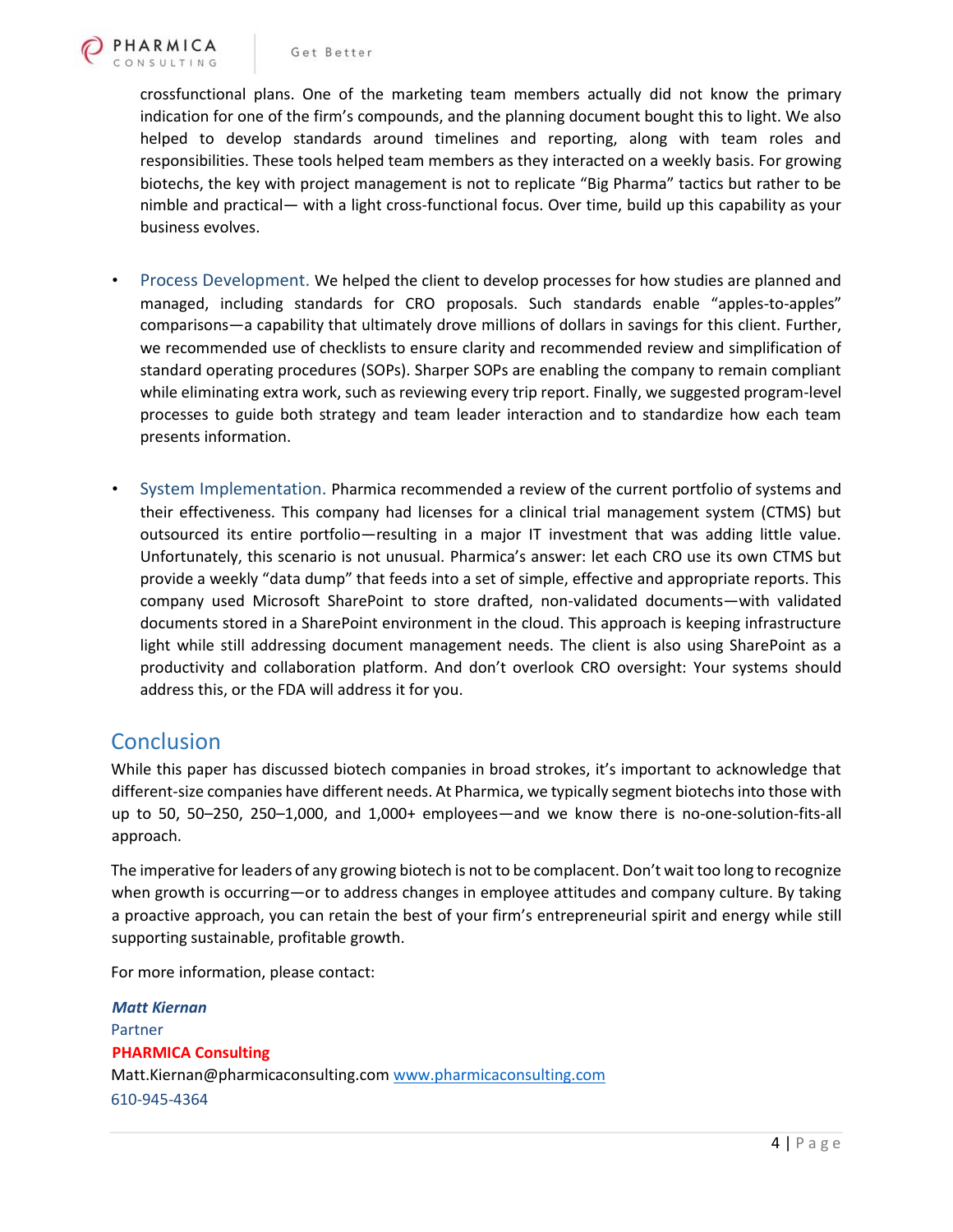crossfunctional plans. One of the marketing team members actually did not know the primary indication for one of the firm's compounds, and the planning document bought this to light. We also helped to develop standards around timelines and reporting, along with team roles and responsibilities. These tools helped team members as they interacted on a weekly basis. For growing biotechs, the key with project management is not to replicate "Big Pharma" tactics but rather to be nimble and practical— with a light cross-functional focus. Over time, build up this capability as your business evolves.

- Process Development. We helped the client to develop processes for how studies are planned and managed, including standards for CRO proposals. Such standards enable "apples-to-apples" comparisons—a capability that ultimately drove millions of dollars in savings for this client. Further, we recommended use of checklists to ensure clarity and recommended review and simplification of standard operating procedures (SOPs). Sharper SOPs are enabling the company to remain compliant while eliminating extra work, such as reviewing every trip report. Finally, we suggested program-level processes to guide both strategy and team leader interaction and to standardize how each team presents information.

- System Implementation. Pharmica recommended a review of the current portfolio of systems and their effectiveness. This company had licenses for a clinical trial management system (CTMS) but outsourced its entire portfolio—resulting in a major IT investment that was adding little value. Unfortunately, this scenario is not unusual. Pharmica's answer: let each CRO use its own CTMS but provide a weekly "data dump" that feeds into a set of simple, effective and appropriate reports. This company used Microsoft SharePoint to store drafted, non-validated documents—with validated documents stored in a SharePoint environment in the cloud. This approach is keeping infrastructure light while still addressing document management needs. The client is also using SharePoint as a productivity and collaboration platform. And don't overlook CRO oversight: Your systems should address this, or the FDA will address it for you.

## Conclusion

While this paper has discussed biotech companies in broad strokes, it's important to acknowledge that different-size companies have different needs. At Pharmica, we typically segment biotechs into those with up to 50, 50–250, 250–1,000, and 1,000+ employees—and we know there is no-one-solution-fits-all approach.

The imperative for leaders of any growing biotech is not to be complacent. Don't wait too long to recognize when growth is occurring—or to address changes in employee attitudes and company culture. By taking a proactive approach, you can retain the best of your firm's entrepreneurial spirit and energy while still supporting sustainable, profitable growth.

For more information, please contact:

***Matt Kiernan***
Partner
**PHARMICA Consulting**
Matt.Kiernan@pharmicaconsulting.com [www.pharmicaconsulting.com](http://www.pharmicaconsulting.com)
610-945-4364